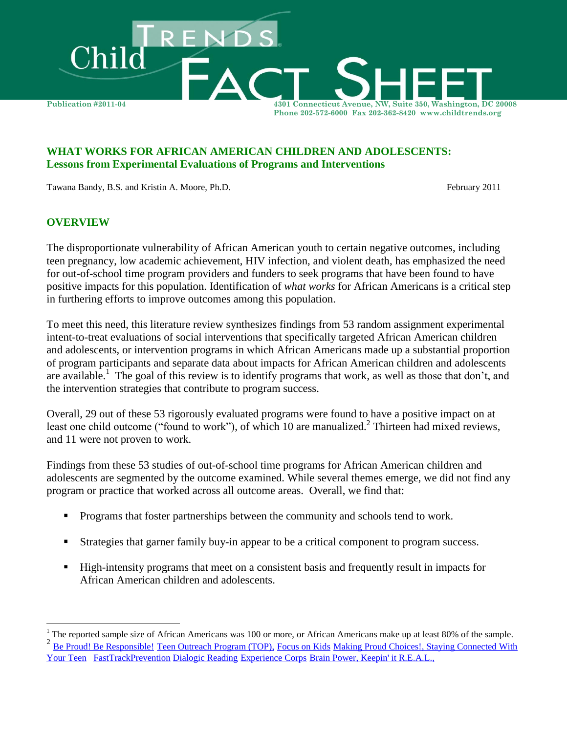Child TRENDS FACT SHEET

Publication #2011-04

4301 Connecticut Avenue, NW, Suite 350, Washington, DC 20008
Phone 202-572-6000 Fax 202-362-8420 www.childtrends.org

## WHAT WORKS FOR AFRICAN AMERICAN CHILDREN AND ADOLESCENTS: Lessons from Experimental Evaluations of Programs and Interventions

Tawana Bandy, B.S. and Kristin A. Moore, Ph.D.

February 2011

## OVERVIEW

The disproportionate vulnerability of African American youth to certain negative outcomes, including teen pregnancy, low academic achievement, HIV infection, and violent death, has emphasized the need for out-of-school time program providers and funders to seek programs that have been found to have positive impacts for this population. Identification of *what works* for African Americans is a critical step in furthering efforts to improve outcomes among this population.

To meet this need, this literature review synthesizes findings from 53 random assignment experimental intent-to-treat evaluations of social interventions that specifically targeted African American children and adolescents, or intervention programs in which African Americans made up a substantial proportion of program participants and separate data about impacts for African American children and adolescents are available.[1] The goal of this review is to identify programs that work, as well as those that don't, and the intervention strategies that contribute to program success.

Overall, 29 out of these 53 rigorously evaluated programs were found to have a positive impact on at least one child outcome ("found to work"), of which 10 are manualized.[2] Thirteen had mixed reviews, and 11 were not proven to work.

Findings from these 53 studies of out-of-school time programs for African American children and adolescents are segmented by the outcome examined. While several themes emerge, we did not find any program or practice that worked across all outcome areas. Overall, we find that:

- Programs that foster partnerships between the community and schools tend to work.
- Strategies that garner family buy-in appear to be a critical component to program success.
- High-intensity programs that meet on a consistent basis and frequently result in impacts for African American children and adolescents.

---

[1] The reported sample size of African Americans was 100 or more, or African Americans make up at least 80% of the sample.

[2] Be Proud! Be Responsible! Teen Outreach Program (TOP), Focus on Kids Making Proud Choices!, Staying Connected With Your Teen FastTrackPrevention Dialogic Reading Experience Corps Brain Power, Keepin' it R.E.A.L.,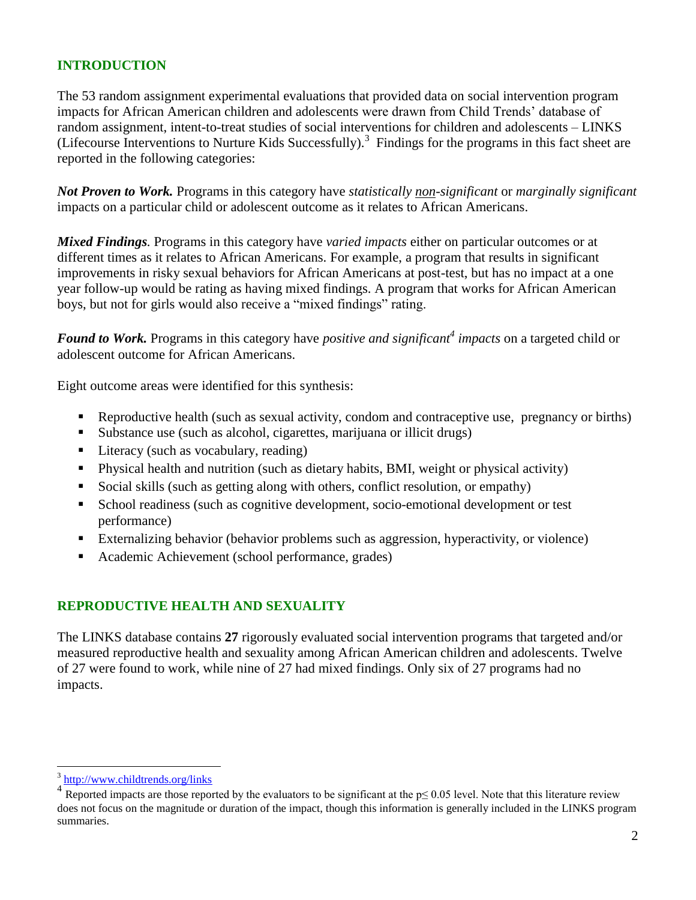## INTRODUCTION

The 53 random assignment experimental evaluations that provided data on social intervention program impacts for African American children and adolescents were drawn from Child Trends' database of random assignment, intent-to-treat studies of social interventions for children and adolescents – LINKS (Lifecourse Interventions to Nurture Kids Successfully).[3] Findings for the programs in this fact sheet are reported in the following categories:

***Not Proven to Work.*** Programs in this category have *statistically non-significant* or *marginally significant* impacts on a particular child or adolescent outcome as it relates to African Americans.

***Mixed Findings.*** Programs in this category have *varied impacts* either on particular outcomes or at different times as it relates to African Americans. For example, a program that results in significant improvements in risky sexual behaviors for African Americans at post-test, but has no impact at a one year follow-up would be rating as having mixed findings. A program that works for African American boys, but not for girls would also receive a "mixed findings" rating.

***Found to Work.*** Programs in this category have *positive and significant*[4] *impacts* on a targeted child or adolescent outcome for African Americans.

Eight outcome areas were identified for this synthesis:

- Reproductive health (such as sexual activity, condom and contraceptive use, pregnancy or births)
- Substance use (such as alcohol, cigarettes, marijuana or illicit drugs)
- Literacy (such as vocabulary, reading)
- Physical health and nutrition (such as dietary habits, BMI, weight or physical activity)
- Social skills (such as getting along with others, conflict resolution, or empathy)
- School readiness (such as cognitive development, socio-emotional development or test performance)
- Externalizing behavior (behavior problems such as aggression, hyperactivity, or violence)
- Academic Achievement (school performance, grades)

## REPRODUCTIVE HEALTH AND SEXUALITY

The LINKS database contains **27** rigorously evaluated social intervention programs that targeted and/or measured reproductive health and sexuality among African American children and adolescents. Twelve of 27 were found to work, while nine of 27 had mixed findings. Only six of 27 programs had no impacts.

---

[3] http://www.childtrends.org/links

[4] Reported impacts are those reported by the evaluators to be significant at the $p \leq 0.05$ level. Note that this literature review does not focus on the magnitude or duration of the impact, though this information is generally included in the LINKS program summaries.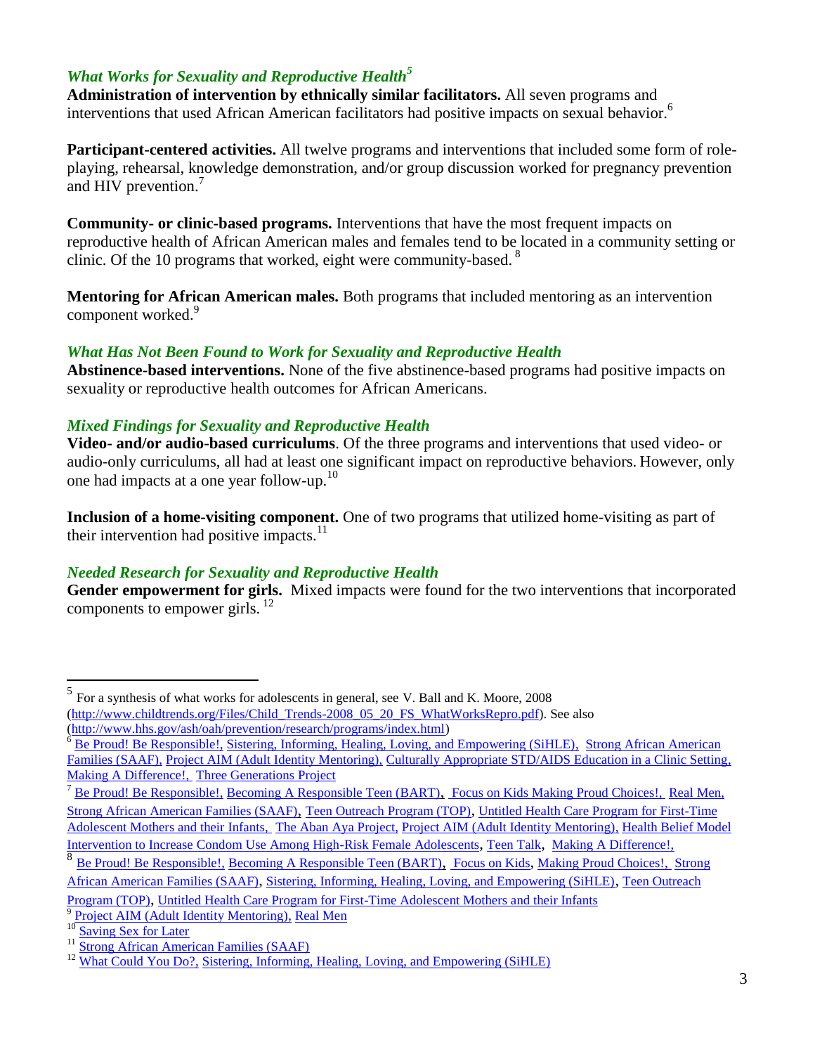### *What Works for Sexuality and Reproductive Health*[5]

**Administration of intervention by ethnically similar facilitators.** All seven programs and interventions that used African American facilitators had positive impacts on sexual behavior.[6]

**Participant-centered activities.** All twelve programs and interventions that included some form of role-playing, rehearsal, knowledge demonstration, and/or group discussion worked for pregnancy prevention and HIV prevention.[7]

**Community- or clinic-based programs.** Interventions that have the most frequent impacts on reproductive health of African American males and females tend to be located in a community setting or clinic. Of the 10 programs that worked, eight were community-based.[8]

**Mentoring for African American males.** Both programs that included mentoring as an intervention component worked.[9]

### *What Has Not Been Found to Work for Sexuality and Reproductive Health*

**Abstinence-based interventions.** None of the five abstinence-based programs had positive impacts on sexuality or reproductive health outcomes for African Americans.

### *Mixed Findings for Sexuality and Reproductive Health*

**Video- and/or audio-based curriculums**. Of the three programs and interventions that used video- or audio-only curriculums, all had at least one significant impact on reproductive behaviors. However, only one had impacts at a one year follow-up.[10]

**Inclusion of a home-visiting component.** One of two programs that utilized home-visiting as part of their intervention had positive impacts.[11]

### *Needed Research for Sexuality and Reproductive Health*

**Gender empowerment for girls.** Mixed impacts were found for the two interventions that incorporated components to empower girls.[12]

---

[5] For a synthesis of what works for adolescents in general, see V. Ball and K. Moore, 2008 (http://www.childtrends.org/Files/Child_Trends-2008_05_20_FS_WhatWorksRepro.pdf). See also (http://www.hhs.gov/ash/oah/prevention/research/programs/index.html)

[6] Be Proud! Be Responsible!, Sistering, Informing, Healing, Loving, and Empowering (SiHLE), Strong African American Families (SAAF), Project AIM (Adult Identity Mentoring), Culturally Appropriate STD/AIDS Education in a Clinic Setting, Making A Difference!, Three Generations Project

[7] Be Proud! Be Responsible!, Becoming A Responsible Teen (BART), Focus on Kids Making Proud Choices!, Real Men, Strong African American Families (SAAF), Teen Outreach Program (TOP), Untitled Health Care Program for First-Time Adolescent Mothers and their Infants, The Aban Aya Project, Project AIM (Adult Identity Mentoring), Health Belief Model Intervention to Increase Condom Use Among High-Risk Female Adolescents, Teen Talk, Making A Difference!,

[8] Be Proud! Be Responsible!, Becoming A Responsible Teen (BART), Focus on Kids, Making Proud Choices!, Strong African American Families (SAAF), Sistering, Informing, Healing, Loving, and Empowering (SiHLE), Teen Outreach Program (TOP), Untitled Health Care Program for First-Time Adolescent Mothers and their Infants

[9] Project AIM (Adult Identity Mentoring), Real Men

[10] Saving Sex for Later

[11] Strong African American Families (SAAF)

[12] What Could You Do?, Sistering, Informing, Healing, Loving, and Empowering (SiHLE)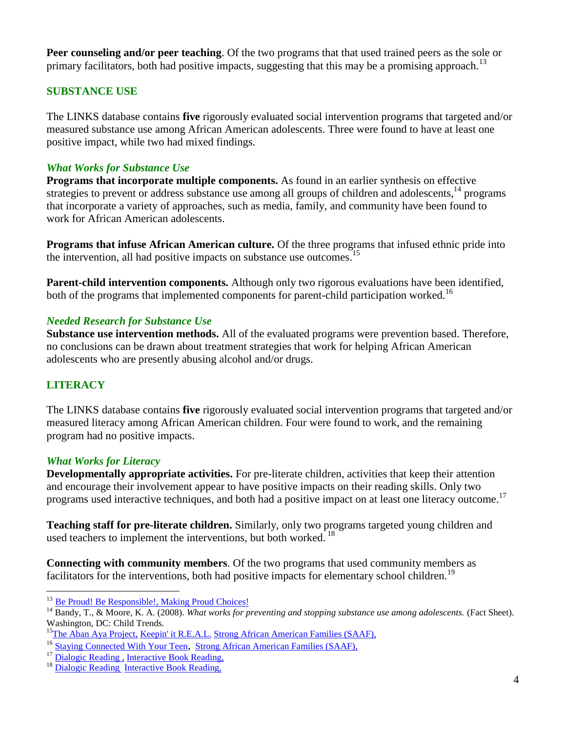**Peer counseling and/or peer teaching**. Of the two programs that that used trained peers as the sole or primary facilitators, both had positive impacts, suggesting that this may be a promising approach.[13]

## SUBSTANCE USE

The LINKS database contains **five** rigorously evaluated social intervention programs that targeted and/or measured substance use among African American adolescents. Three were found to have at least one positive impact, while two had mixed findings.

### *What Works for Substance Use*

**Programs that incorporate multiple components.** As found in an earlier synthesis on effective strategies to prevent or address substance use among all groups of children and adolescents,[14] programs that incorporate a variety of approaches, such as media, family, and community have been found to work for African American adolescents.

**Programs that infuse African American culture.** Of the three programs that infused ethnic pride into the intervention, all had positive impacts on substance use outcomes.[15]

**Parent-child intervention components.** Although only two rigorous evaluations have been identified, both of the programs that implemented components for parent-child participation worked.[16]

### *Needed Research for Substance Use*

**Substance use intervention methods.** All of the evaluated programs were prevention based. Therefore, no conclusions can be drawn about treatment strategies that work for helping African American adolescents who are presently abusing alcohol and/or drugs.

## LITERACY

The LINKS database contains **five** rigorously evaluated social intervention programs that targeted and/or measured literacy among African American children. Four were found to work, and the remaining program had no positive impacts.

### *What Works for Literacy*

**Developmentally appropriate activities.** For pre-literate children, activities that keep their attention and encourage their involvement appear to have positive impacts on their reading skills. Only two programs used interactive techniques, and both had a positive impact on at least one literacy outcome.[17]

**Teaching staff for pre-literate children.** Similarly, only two programs targeted young children and used teachers to implement the interventions, but both worked.[18]

**Connecting with community members**. Of the two programs that used community members as facilitators for the interventions, both had positive impacts for elementary school children.[19]

---

[13] Be Proud! Be Responsible!, Making Proud Choices!

[14] Bandy, T., & Moore, K. A. (2008). *What works for preventing and stopping substance use among adolescents.* (Fact Sheet). Washington, DC: Child Trends.

[15] The Aban Aya Project, Keepin' it R.E.A.L. Strong African American Families (SAAF),

[16] Staying Connected With Your Teen, Strong African American Families (SAAF),

[17] Dialogic Reading , Interactive Book Reading,

[18] Dialogic Reading Interactive Book Reading,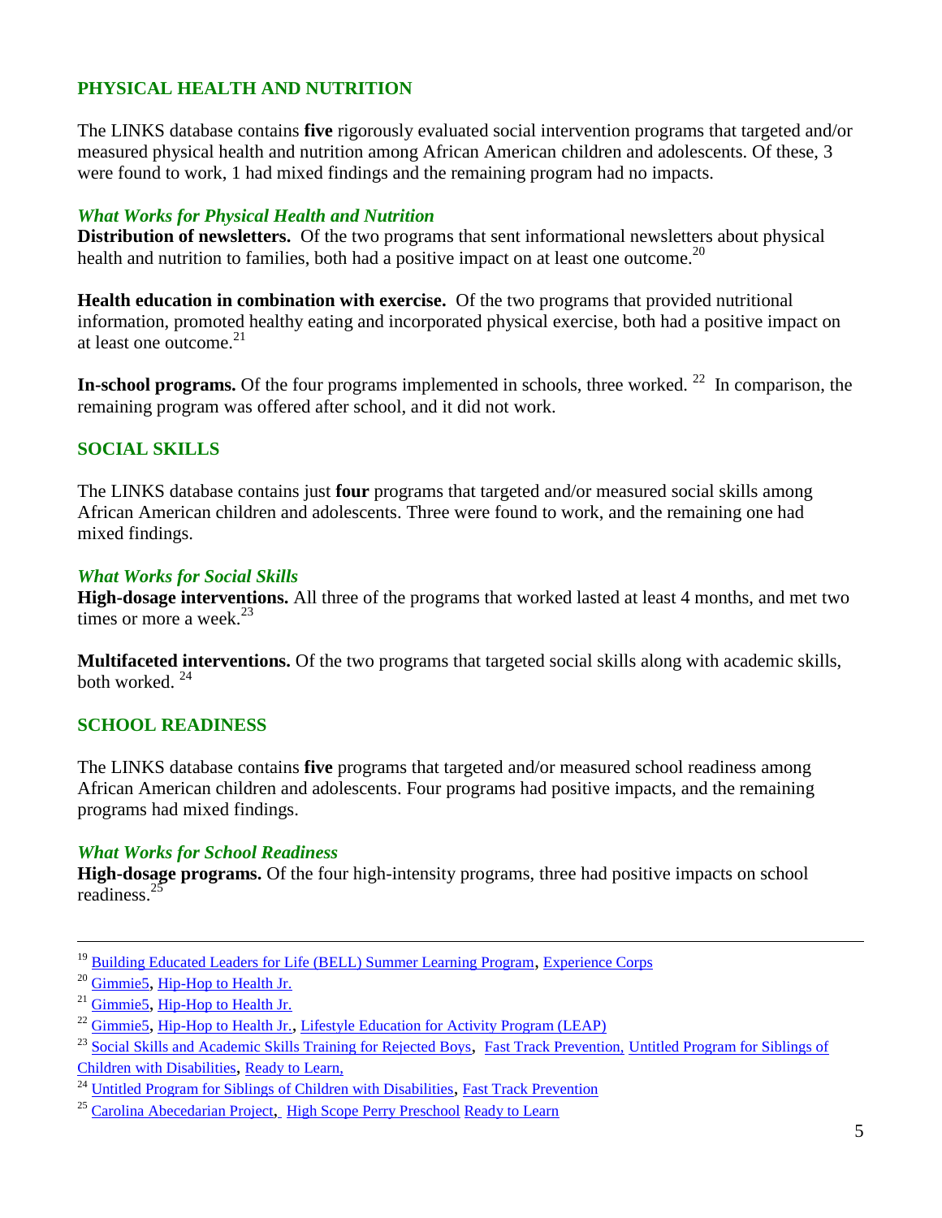## PHYSICAL HEALTH AND NUTRITION

The LINKS database contains **five** rigorously evaluated social intervention programs that targeted and/or measured physical health and nutrition among African American children and adolescents. Of these, 3 were found to work, 1 had mixed findings and the remaining program had no impacts.

### *What Works for Physical Health and Nutrition*

**Distribution of newsletters.** Of the two programs that sent informational newsletters about physical health and nutrition to families, both had a positive impact on at least one outcome.[20]

**Health education in combination with exercise.** Of the two programs that provided nutritional information, promoted healthy eating and incorporated physical exercise, both had a positive impact on at least one outcome.[21]

**In-school programs.** Of the four programs implemented in schools, three worked. [22] In comparison, the remaining program was offered after school, and it did not work.

## SOCIAL SKILLS

The LINKS database contains just **four** programs that targeted and/or measured social skills among African American children and adolescents. Three were found to work, and the remaining one had mixed findings.

### *What Works for Social Skills*

**High-dosage interventions.** All three of the programs that worked lasted at least 4 months, and met two times or more a week.[23]

**Multifaceted interventions.** Of the two programs that targeted social skills along with academic skills, both worked. [24]

## SCHOOL READINESS

The LINKS database contains **five** programs that targeted and/or measured school readiness among African American children and adolescents. Four programs had positive impacts, and the remaining programs had mixed findings.

### *What Works for School Readiness*

**High-dosage programs.** Of the four high-intensity programs, three had positive impacts on school readiness.[25]

---

[19] Building Educated Leaders for Life (BELL) Summer Learning Program, Experience Corps

[20] Gimmie5, Hip-Hop to Health Jr.

[21] Gimmie5, Hip-Hop to Health Jr.

[22] Gimmie5, Hip-Hop to Health Jr., Lifestyle Education for Activity Program (LEAP)

[23] Social Skills and Academic Skills Training for Rejected Boys, Fast Track Prevention, Untitled Program for Siblings of Children with Disabilities, Ready to Learn,

[24] Untitled Program for Siblings of Children with Disabilities, Fast Track Prevention

[25] Carolina Abecedarian Project, High Scope Perry Preschool Ready to Learn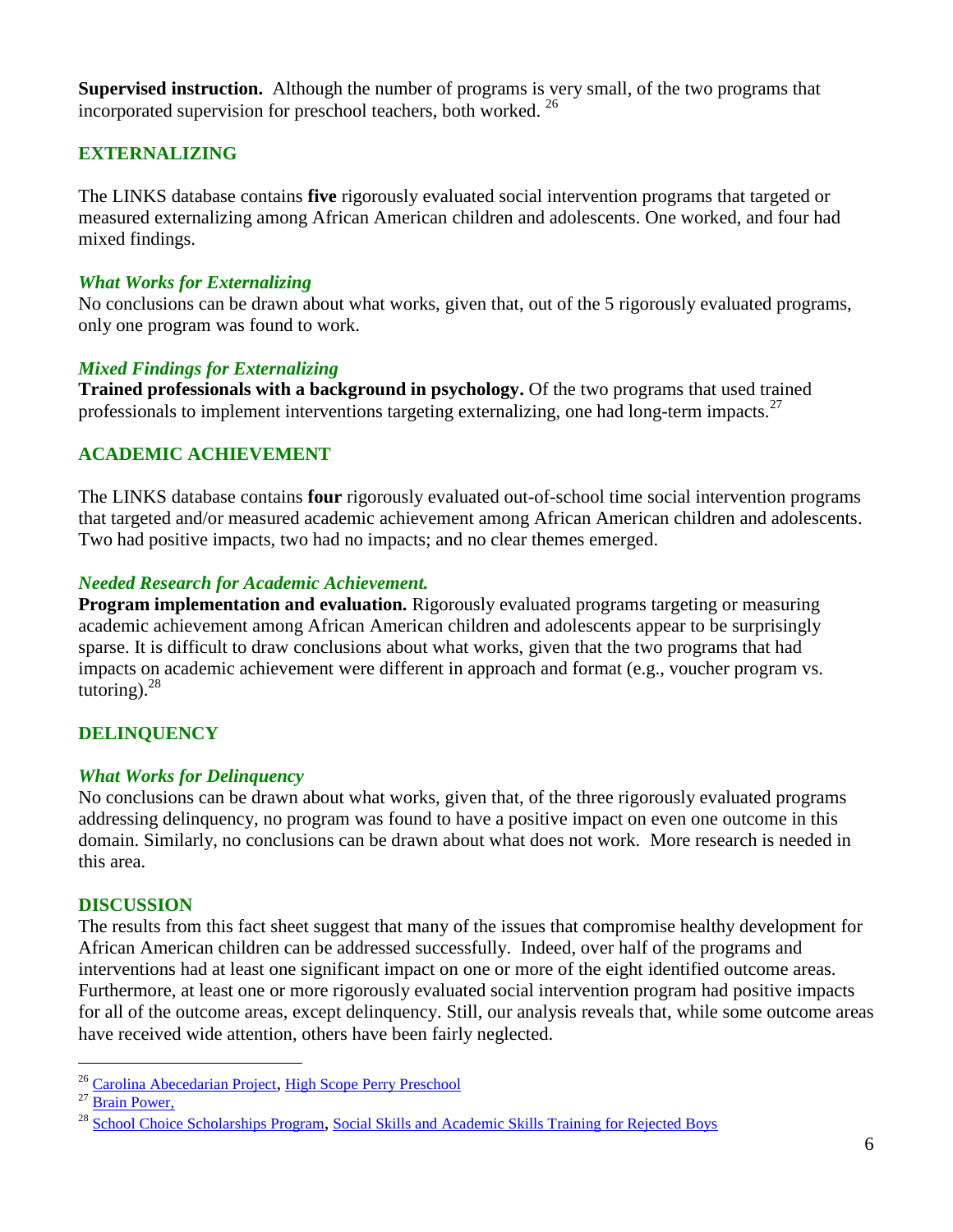**Supervised instruction.** Although the number of programs is very small, of the two programs that incorporated supervision for preschool teachers, both worked. [26]

## EXTERNALIZING

The LINKS database contains **five** rigorously evaluated social intervention programs that targeted or measured externalizing among African American children and adolescents. One worked, and four had mixed findings.

### *What Works for Externalizing*

No conclusions can be drawn about what works, given that, out of the 5 rigorously evaluated programs, only one program was found to work.

### *Mixed Findings for Externalizing*

**Trained professionals with a background in psychology.** Of the two programs that used trained professionals to implement interventions targeting externalizing, one had long-term impacts.[27]

## ACADEMIC ACHIEVEMENT

The LINKS database contains **four** rigorously evaluated out-of-school time social intervention programs that targeted and/or measured academic achievement among African American children and adolescents. Two had positive impacts, two had no impacts; and no clear themes emerged.

### *Needed Research for Academic Achievement.*

**Program implementation and evaluation.** Rigorously evaluated programs targeting or measuring academic achievement among African American children and adolescents appear to be surprisingly sparse. It is difficult to draw conclusions about what works, given that the two programs that had impacts on academic achievement were different in approach and format (e.g., voucher program vs. tutoring).[28]

## DELINQUENCY

### *What Works for Delinquency*

No conclusions can be drawn about what works, given that, of the three rigorously evaluated programs addressing delinquency, no program was found to have a positive impact on even one outcome in this domain. Similarly, no conclusions can be drawn about what does not work. More research is needed in this area.

## DISCUSSION

The results from this fact sheet suggest that many of the issues that compromise healthy development for African American children can be addressed successfully. Indeed, over half of the programs and interventions had at least one significant impact on one or more of the eight identified outcome areas. Furthermore, at least one or more rigorously evaluated social intervention program had positive impacts for all of the outcome areas, except delinquency. Still, our analysis reveals that, while some outcome areas have received wide attention, others have been fairly neglected.

---

[26] Carolina Abecedarian Project, High Scope Perry Preschool

[27] Brain Power,

[28] School Choice Scholarships Program, Social Skills and Academic Skills Training for Rejected Boys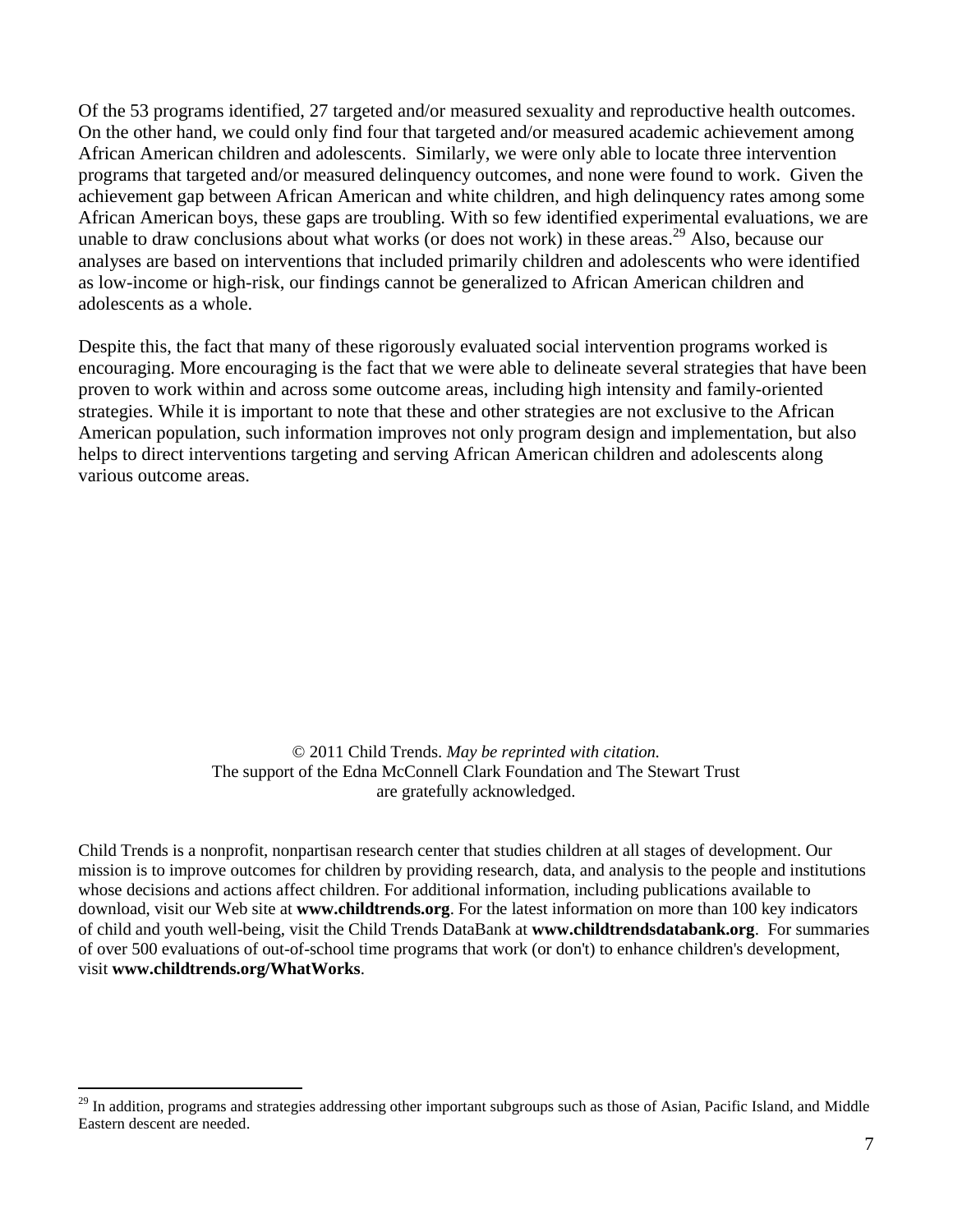Of the 53 programs identified, 27 targeted and/or measured sexuality and reproductive health outcomes. On the other hand, we could only find four that targeted and/or measured academic achievement among African American children and adolescents. Similarly, we were only able to locate three intervention programs that targeted and/or measured delinquency outcomes, and none were found to work. Given the achievement gap between African American and white children, and high delinquency rates among some African American boys, these gaps are troubling. With so few identified experimental evaluations, we are unable to draw conclusions about what works (or does not work) in these areas.[29] Also, because our analyses are based on interventions that included primarily children and adolescents who were identified as low-income or high-risk, our findings cannot be generalized to African American children and adolescents as a whole.

Despite this, the fact that many of these rigorously evaluated social intervention programs worked is encouraging. More encouraging is the fact that we were able to delineate several strategies that have been proven to work within and across some outcome areas, including high intensity and family-oriented strategies. While it is important to note that these and other strategies are not exclusive to the African American population, such information improves not only program design and implementation, but also helps to direct interventions targeting and serving African American children and adolescents along various outcome areas.

© 2011 Child Trends. *May be reprinted with citation.*
The support of the Edna McConnell Clark Foundation and The Stewart Trust are gratefully acknowledged.

Child Trends is a nonprofit, nonpartisan research center that studies children at all stages of development. Our mission is to improve outcomes for children by providing research, data, and analysis to the people and institutions whose decisions and actions affect children. For additional information, including publications available to download, visit our Web site at **www.childtrends.org**. For the latest information on more than 100 key indicators of child and youth well-being, visit the Child Trends DataBank at **www.childtrendsdatabank.org**. For summaries of over 500 evaluations of out-of-school time programs that work (or don't) to enhance children's development, visit **www.childtrends.org/WhatWorks**.

[29] In addition, programs and strategies addressing other important subgroups such as those of Asian, Pacific Island, and Middle Eastern descent are needed.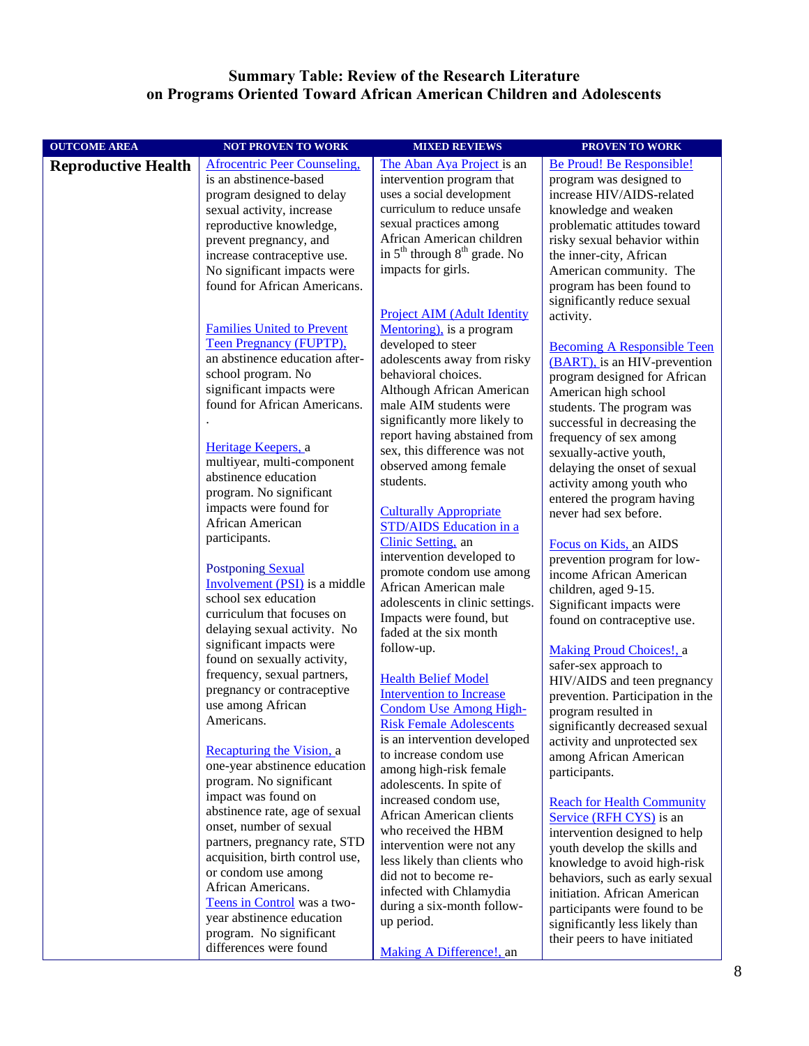**Summary Table: Review of the Research Literature on Programs Oriented Toward African American Children and Adolescents**

| OUTCOME AREA | NOT PROVEN TO WORK | MIXED REVIEWS | PROVEN TO WORK |
|---|---|---|---|
| **Reproductive Health** | Afrocentric Peer Counseling, is an abstinence-based program designed to delay sexual activity, increase reproductive knowledge, prevent pregnancy, and increase contraceptive use. No significant impacts were found for African Americans.<br><br>Families United to Prevent Teen Pregnancy (FUPTP), an abstinence education after-school program. No significant impacts were found for African Americans.<br>.<br><br>Heritage Keepers, a multiyear, multi-component abstinence education program. No significant impacts were found for African American participants.<br><br>Postponing Sexual Involvement (PSI) is a middle school sex education curriculum that focuses on delaying sexual activity. No significant impacts were found on sexually activity, frequency, sexual partners, pregnancy or contraceptive use among African Americans.<br><br>Recapturing the Vision, a one-year abstinence education program. No significant impact was found on abstinence rate, age of sexual onset, number of sexual partners, pregnancy rate, STD acquisition, birth control use, or condom use among African Americans.<br>Teens in Control was a two-year abstinence education program. No significant differences were found | The Aban Aya Project is an intervention program that uses a social development curriculum to reduce unsafe sexual practices among African American children in 5th through 8th grade. No impacts for girls.<br><br>Project AIM (Adult Identity Mentoring), is a program developed to steer adolescents away from risky behavioral choices. Although African American male AIM students were significantly more likely to report having abstained from sex, this difference was not observed among female students.<br><br>Culturally Appropriate STD/AIDS Education in a Clinic Setting, an intervention developed to promote condom use among African American male adolescents in clinic settings. Impacts were found, but faded at the six month follow-up.<br><br>Health Belief Model Intervention to Increase Condom Use Among High-Risk Female Adolescents is an intervention developed to increase condom use among high-risk female adolescents. In spite of increased condom use, African American clients who received the HBM intervention were not any less likely than clients who did not to become re-infected with Chlamydia during a six-month follow-up period.<br><br>Making A Difference!, an | Be Proud! Be Responsible! program was designed to increase HIV/AIDS-related knowledge and weaken problematic attitudes toward risky sexual behavior within the inner-city, African American community. The program has been found to significantly reduce sexual activity.<br><br>Becoming A Responsible Teen (BART), is an HIV-prevention program designed for African American high school students. The program was successful in decreasing the frequency of sex among sexually-active youth, delaying the onset of sexual activity among youth who entered the program having never had sex before.<br><br>Focus on Kids, an AIDS prevention program for low-income African American children, aged 9-15. Significant impacts were found on contraceptive use.<br><br>Making Proud Choices!, a safer-sex approach to HIV/AIDS and teen pregnancy prevention. Participation in the program resulted in significantly decreased sexual activity and unprotected sex among African American participants.<br><br>Reach for Health Community Service (RFH CYS) is an intervention designed to help youth develop the skills and knowledge to avoid high-risk behaviors, such as early sexual initiation. African American participants were found to be significantly less likely than their peers to have initiated |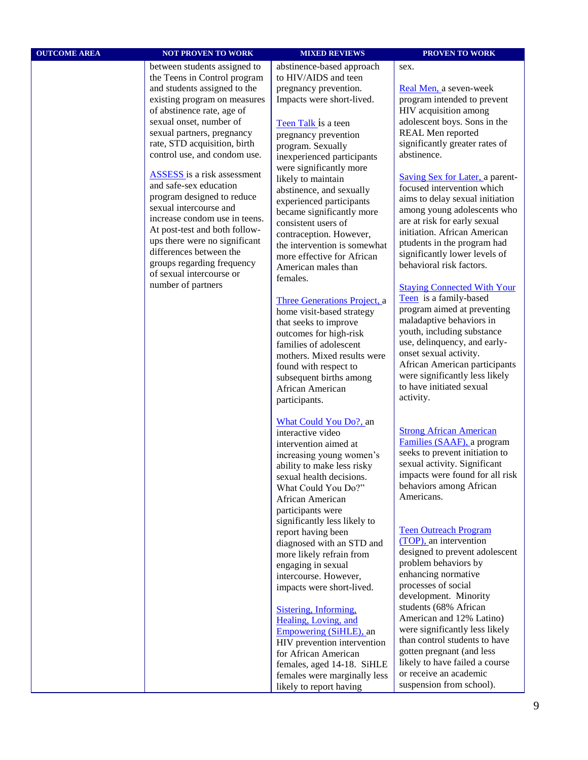| OUTCOME AREA | NOT PROVEN TO WORK | MIXED REVIEWS | PROVEN TO WORK |
|---|---|---|---|
| | between students assigned to the Teens in Control program and students assigned to the existing program on measures of abstinence rate, age of sexual onset, number of sexual partners, pregnancy rate, STD acquisition, birth control use, and condom use.<br><br>ASSESS is a risk assessment and safe-sex education program designed to reduce sexual intercourse and increase condom use in teens. At post-test and both follow-ups there were no significant differences between the groups regarding frequency of sexual intercourse or number of partners | abstinence-based approach to HIV/AIDS and teen pregnancy prevention. Impacts were short-lived.<br><br>Teen Talk is a teen pregnancy prevention program. Sexually inexperienced participants were significantly more likely to maintain abstinence, and sexually experienced participants became significantly more consistent users of contraception. However, the intervention is somewhat more effective for African American males than females.<br><br>Three Generations Project, a home visit-based strategy that seeks to improve outcomes for high-risk families of adolescent mothers. Mixed results were found with respect to subsequent births among African American participants.<br><br>What Could You Do?, an interactive video intervention aimed at increasing young women's ability to make less risky sexual health decisions. What Could You Do?" African American participants were significantly less likely to report having been diagnosed with an STD and more likely refrain from engaging in sexual intercourse. However, impacts were short-lived.<br><br>Sistering, Informing, Healing, Loving, and Empowering (SiHLE), an HIV prevention intervention for African American females, aged 14-18. SiHLE females were marginally less likely to report having | sex.<br><br>Real Men, a seven-week program intended to prevent HIV acquisition among adolescent boys. Sons in the REAL Men reported significantly greater rates of abstinence.<br><br>Saving Sex for Later, a parent-focused intervention which aims to delay sexual initiation among young adolescents who are at risk for early sexual initiation. African American ptudents in the program had significantly lower levels of behavioral risk factors.<br><br>Staying Connected With Your Teen is a family-based program aimed at preventing maladaptive behaviors in youth, including substance use, delinquency, and early-onset sexual activity. African American participants were significantly less likely to have initiated sexual activity.<br><br>Strong African American Families (SAAF), a program seeks to prevent initiation to sexual activity. Significant impacts were found for all risk behaviors among African Americans.<br><br>Teen Outreach Program (TOP), an intervention designed to prevent adolescent problem behaviors by enhancing normative processes of social development. Minority students (68% African American and 12% Latino) were significantly less likely than control students to have gotten pregnant (and less likely to have failed a course or receive an academic suspension from school). |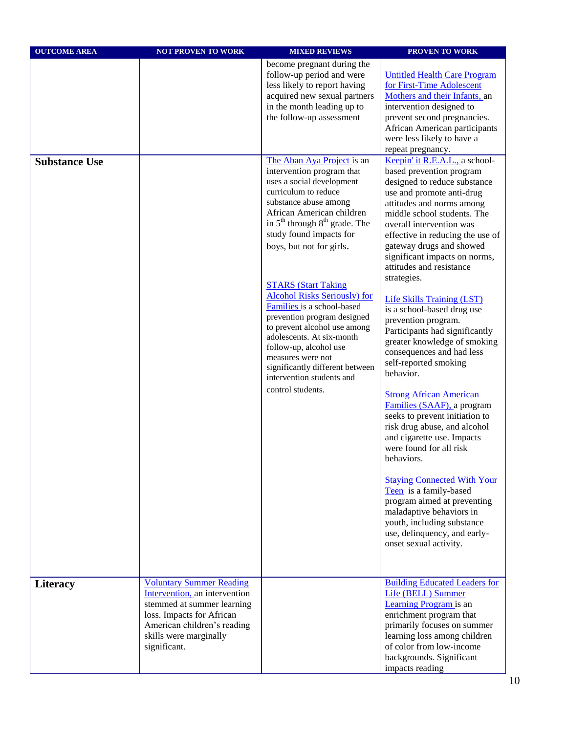| OUTCOME AREA | NOT PROVEN TO WORK | MIXED REVIEWS | PROVEN TO WORK |
|---|---|---|---|
| | | become pregnant during the follow-up period and were less likely to report having acquired new sexual partners in the month leading up to the follow-up assessment | Untitled Health Care Program for First-Time Adolescent Mothers and their Infants, an intervention designed to prevent second pregnancies. African American participants were less likely to have a repeat pregnancy. |
| **Substance Use** | | The Aban Aya Project is an intervention program that uses a social development curriculum to reduce substance abuse among African American children in 5th through 8th grade. The study found impacts for boys, but not for girls.<br><br>STARS (Start Taking Alcohol Risks Seriously) for Families is a school-based prevention program designed to prevent alcohol use among adolescents. At six-month follow-up, alcohol use measures were not significantly different between intervention students and control students. | Keepin' it R.E.A.L., a school-based prevention program designed to reduce substance use and promote anti-drug attitudes and norms among middle school students. The overall intervention was effective in reducing the use of gateway drugs and showed significant impacts on norms, attitudes and resistance strategies.<br><br>Life Skills Training (LST) is a school-based drug use prevention program. Participants had significantly greater knowledge of smoking consequences and had less self-reported smoking behavior.<br><br>Strong African American Families (SAAF), a program seeks to prevent initiation to risk drug abuse, and alcohol and cigarette use. Impacts were found for all risk behaviors.<br><br>Staying Connected With Your Teen is a family-based program aimed at preventing maladaptive behaviors in youth, including substance use, delinquency, and early-onset sexual activity. |
| **Literacy** | Voluntary Summer Reading Intervention, an intervention stemmed at summer learning loss. Impacts for African American children's reading skills were marginally significant. | | Building Educated Leaders for Life (BELL) Summer Learning Program is an enrichment program that primarily focuses on summer learning loss among children of color from low-income backgrounds. Significant impacts reading |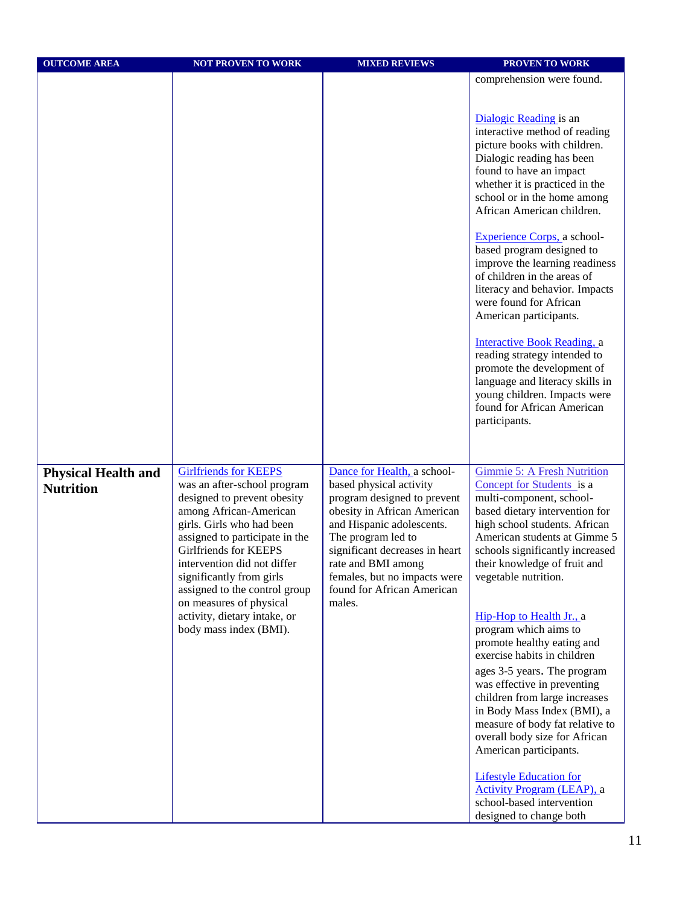| OUTCOME AREA | NOT PROVEN TO WORK | MIXED REVIEWS | PROVEN TO WORK |
|---|---|---|---|
| | | | comprehension were found.<br><br>Dialogic Reading is an interactive method of reading picture books with children. Dialogic reading has been found to have an impact whether it is practiced in the school or in the home among African American children.<br><br>Experience Corps, a school-based program designed to improve the learning readiness of children in the areas of literacy and behavior. Impacts were found for African American participants.<br><br>Interactive Book Reading, a reading strategy intended to promote the development of language and literacy skills in young children. Impacts were found for African American participants. |
| **Physical Health and Nutrition** | Girlfriends for KEEPS was an after-school program designed to prevent obesity among African-American girls. Girls who had been assigned to participate in the Girlfriends for KEEPS intervention did not differ significantly from girls assigned to the control group on measures of physical activity, dietary intake, or body mass index (BMI). | Dance for Health, a school-based physical activity program designed to prevent obesity in African American and Hispanic adolescents. The program led to significant decreases in heart rate and BMI among females, but no impacts were found for African American males. | Gimmie 5: A Fresh Nutrition Concept for Students is a multi-component, school-based dietary intervention for high school students. African American students at Gimme 5 schools significantly increased their knowledge of fruit and vegetable nutrition.<br><br>Hip-Hop to Health Jr., a program which aims to promote healthy eating and exercise habits in children ages 3-5 years. The program was effective in preventing children from large increases in Body Mass Index (BMI), a measure of body fat relative to overall body size for African American participants.<br><br>Lifestyle Education for Activity Program (LEAP), a school-based intervention designed to change both |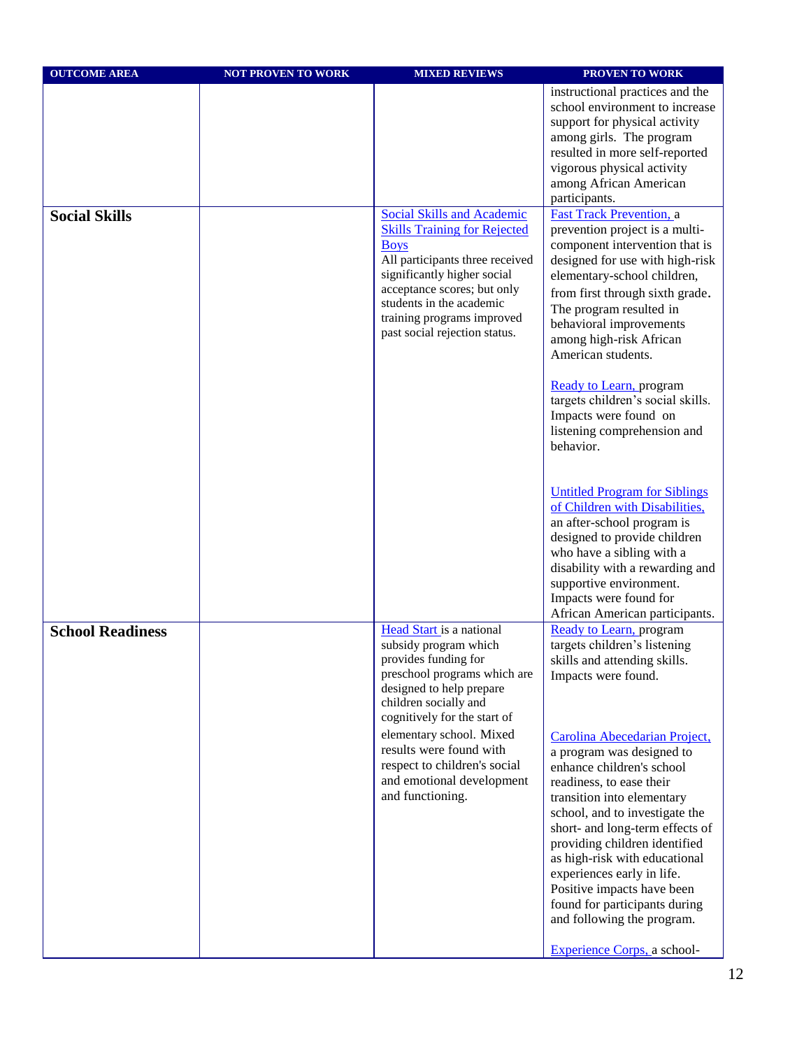| OUTCOME AREA | NOT PROVEN TO WORK | MIXED REVIEWS | PROVEN TO WORK |
|---|---|---|---|
| | | | instructional practices and the school environment to increase support for physical activity among girls. The program resulted in more self-reported vigorous physical activity among African American participants. |
| **Social Skills** | | Social Skills and Academic Skills Training for Rejected Boys<br>All participants three received significantly higher social acceptance scores; but only students in the academic training programs improved past social rejection status. | Fast Track Prevention, a prevention project is a multi-component intervention that is designed for use with high-risk elementary-school children, from first through sixth grade. The program resulted in behavioral improvements among high-risk African American students.<br><br>Ready to Learn, program targets children's social skills. Impacts were found on listening comprehension and behavior.<br><br>Untitled Program for Siblings of Children with Disabilities, an after-school program is designed to provide children who have a sibling with a disability with a rewarding and supportive environment. Impacts were found for African American participants. |
| **School Readiness** | | Head Start is a national subsidy program which provides funding for preschool programs which are designed to help prepare children socially and cognitively for the start of elementary school. Mixed results were found with respect to children's social and emotional development and functioning. | Ready to Learn, program targets children's listening skills and attending skills. Impacts were found.<br><br>Carolina Abecedarian Project, a program was designed to enhance children's school readiness, to ease their transition into elementary school, and to investigate the short- and long-term effects of providing children identified as high-risk with educational experiences early in life. Positive impacts have been found for participants during and following the program.<br><br>Experience Corps, a school- |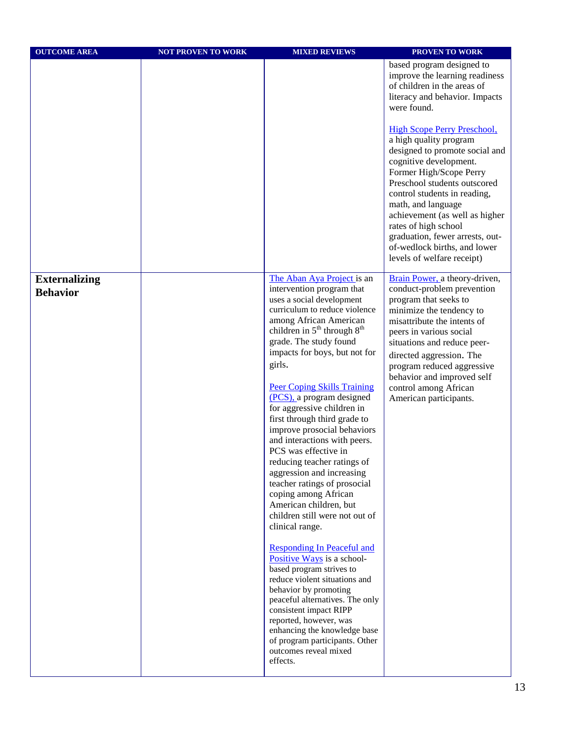| OUTCOME AREA | NOT PROVEN TO WORK | MIXED REVIEWS | PROVEN TO WORK |
|---|---|---|---|
| | | | based program designed to improve the learning readiness of children in the areas of literacy and behavior. Impacts were found.<br><br>High Scope Perry Preschool, a high quality program designed to promote social and cognitive development. Former High/Scope Perry Preschool students outscored control students in reading, math, and language achievement (as well as higher rates of high school graduation, fewer arrests, out-of-wedlock births, and lower levels of welfare receipt) |
| **Externalizing Behavior** | | The Aban Aya Project is an intervention program that uses a social development curriculum to reduce violence among African American children in 5th through 8th grade. The study found impacts for boys, but not for girls.<br><br>Peer Coping Skills Training (PCS), a program designed for aggressive children in first through third grade to improve prosocial behaviors and interactions with peers. PCS was effective in reducing teacher ratings of aggression and increasing teacher ratings of prosocial coping among African American children, but children still were not out of clinical range.<br><br>Responding In Peaceful and Positive Ways is a school-based program strives to reduce violent situations and behavior by promoting peaceful alternatives. The only consistent impact RIPP reported, however, was enhancing the knowledge base of program participants. Other outcomes reveal mixed effects. | Brain Power, a theory-driven, conduct-problem prevention program that seeks to minimize the tendency to misattribute the intents of peers in various social situations and reduce peer-directed aggression. The program reduced aggressive behavior and improved self control among African American participants. |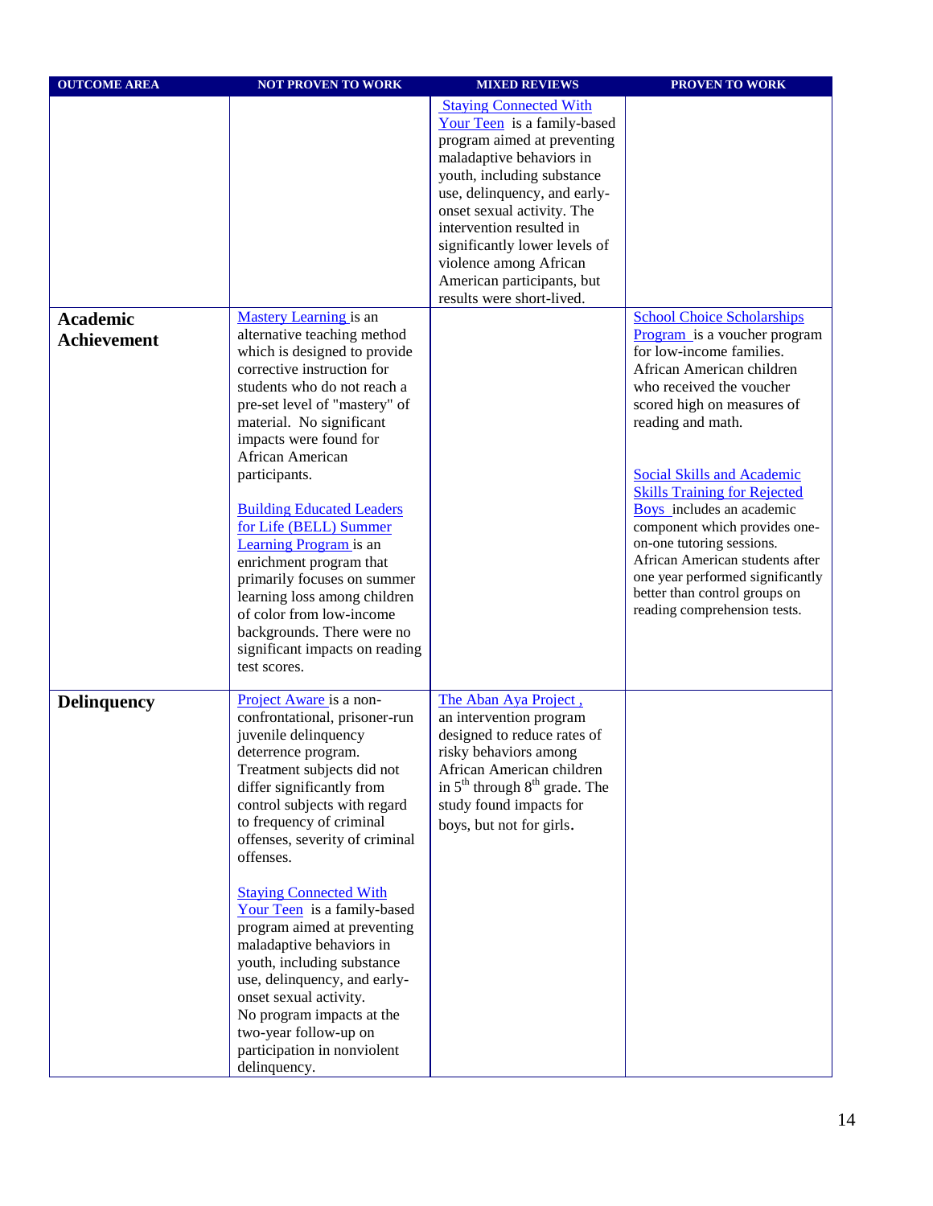| OUTCOME AREA | NOT PROVEN TO WORK | MIXED REVIEWS | PROVEN TO WORK |
|---|---|---|---|
| | | Staying Connected With Your Teen is a family-based program aimed at preventing maladaptive behaviors in youth, including substance use, delinquency, and early-onset sexual activity. The intervention resulted in significantly lower levels of violence among African American participants, but results were short-lived. | |
| **Academic Achievement** | Mastery Learning is an alternative teaching method which is designed to provide corrective instruction for students who do not reach a pre-set level of "mastery" of material. No significant impacts were found for African American participants.<br><br>Building Educated Leaders for Life (BELL) Summer Learning Program is an enrichment program that primarily focuses on summer learning loss among children of color from low-income backgrounds. There were no significant impacts on reading test scores. | | School Choice Scholarships Program is a voucher program for low-income families. African American children who received the voucher scored high on measures of reading and math.<br><br>Social Skills and Academic Skills Training for Rejected Boys includes an academic component which provides one-on-one tutoring sessions. African American students after one year performed significantly better than control groups on reading comprehension tests. |
| **Delinquency** | Project Aware is a non-confrontational, prisoner-run juvenile delinquency deterrence program. Treatment subjects did not differ significantly from control subjects with regard to frequency of criminal offenses, severity of criminal offenses.<br><br>Staying Connected With Your Teen is a family-based program aimed at preventing maladaptive behaviors in youth, including substance use, delinquency, and early-onset sexual activity. No program impacts at the two-year follow-up on participation in nonviolent delinquency. | The Aban Aya Project, an intervention program designed to reduce rates of risky behaviors among African American children in 5th through 8th grade. The study found impacts for boys, but not for girls. | |